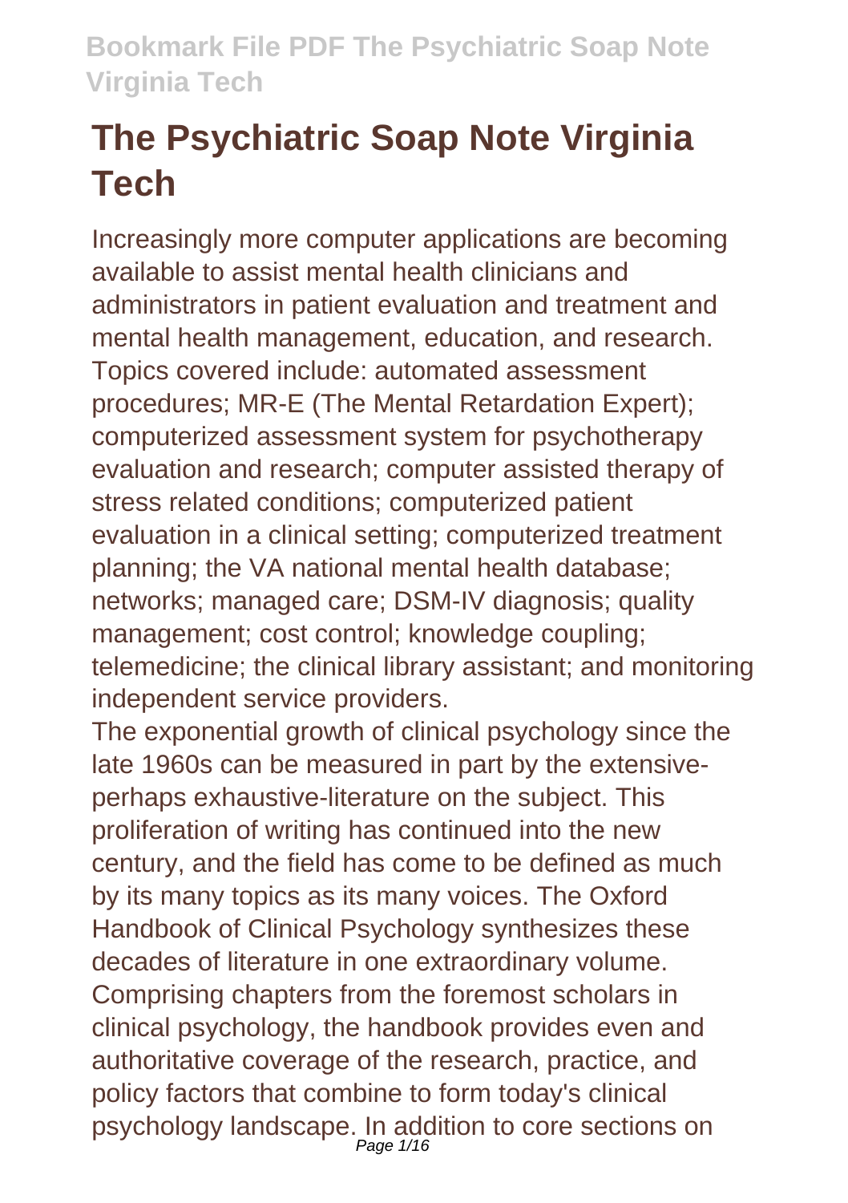# The Psychiatric Soap Note Virginia Tech

Increasingly more computer applications are becoming available to assist mental health clinicians and administrators in patient evaluation and treatment and mental health management, education, and research. Topics covered include: automated assessment procedures; MR-E (The Mental Retardation Expert); computerized assessment system for psychotherapy evaluation and research; computer assisted therapy of stress related conditions; computerized patient evaluation in a clinical setting; computerized treatment planning; the VA national mental health database; networks; managed care; DSM-IV diagnosis; quality management; cost control; knowledge coupling; telemedicine; the clinical library assistant; and monitoring independent service providers.

The exponential growth of clinical psychology since the late 1960s can be measured in part by the extensive-perhaps exhaustive-literature on the subject. This proliferation of writing has continued into the new century, and the field has come to be defined as much by its many topics as its many voices. The Oxford Handbook of Clinical Psychology synthesizes these decades of literature in one extraordinary volume. Comprising chapters from the foremost scholars in clinical psychology, the handbook provides even and authoritative coverage of the research, practice, and policy factors that combine to form today's clinical psychology landscape. In addition to core sections on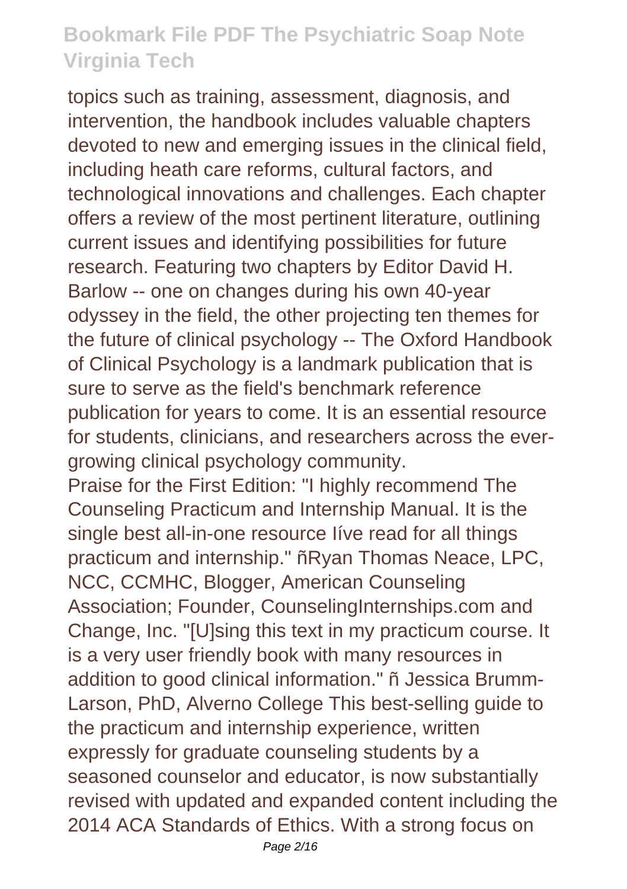topics such as training, assessment, diagnosis, and intervention, the handbook includes valuable chapters devoted to new and emerging issues in the clinical field, including heath care reforms, cultural factors, and technological innovations and challenges. Each chapter offers a review of the most pertinent literature, outlining current issues and identifying possibilities for future research. Featuring two chapters by Editor David H. Barlow -- one on changes during his own 40-year odyssey in the field, the other projecting ten themes for the future of clinical psychology -- The Oxford Handbook of Clinical Psychology is a landmark publication that is sure to serve as the field's benchmark reference publication for years to come. It is an essential resource for students, clinicians, and researchers across the ever-growing clinical psychology community.

Praise for the First Edition: "I highly recommend The Counseling Practicum and Internship Manual. It is the single best all-in-one resource Iíve read for all things practicum and internship." ñRyan Thomas Neace, LPC, NCC, CCMHC, Blogger, American Counseling Association; Founder, CounselingInternships.com and Change, Inc. "[U]sing this text in my practicum course. It is a very user friendly book with many resources in addition to good clinical information." ñ Jessica Brumm-Larson, PhD, Alverno College This best-selling guide to the practicum and internship experience, written expressly for graduate counseling students by a seasoned counselor and educator, is now substantially revised with updated and expanded content including the 2014 ACA Standards of Ethics. With a strong focus on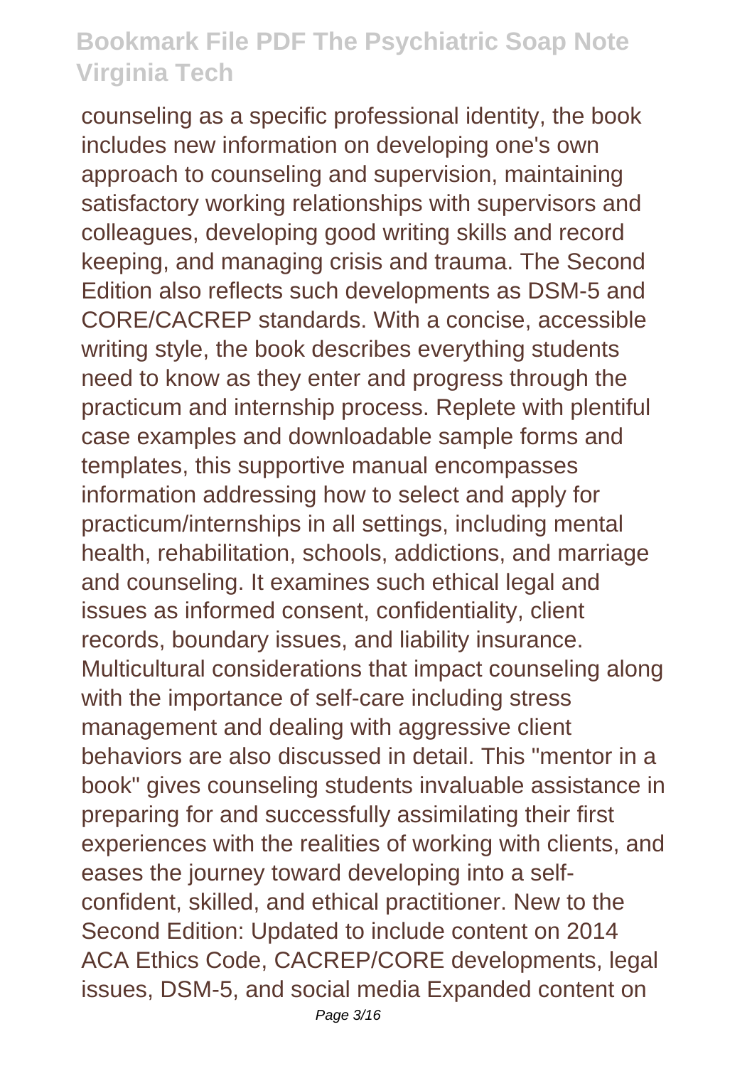counseling as a specific professional identity, the book includes new information on developing one's own approach to counseling and supervision, maintaining satisfactory working relationships with supervisors and colleagues, developing good writing skills and record keeping, and managing crisis and trauma. The Second Edition also reflects such developments as DSM-5 and CORE/CACREP standards. With a concise, accessible writing style, the book describes everything students need to know as they enter and progress through the practicum and internship process. Replete with plentiful case examples and downloadable sample forms and templates, this supportive manual encompasses information addressing how to select and apply for practicum/internships in all settings, including mental health, rehabilitation, schools, addictions, and marriage and counseling. It examines such ethical legal and issues as informed consent, confidentiality, client records, boundary issues, and liability insurance. Multicultural considerations that impact counseling along with the importance of self-care including stress management and dealing with aggressive client behaviors are also discussed in detail. This "mentor in a book" gives counseling students invaluable assistance in preparing for and successfully assimilating their first experiences with the realities of working with clients, and eases the journey toward developing into a self-confident, skilled, and ethical practitioner. New to the Second Edition: Updated to include content on 2014 ACA Ethics Code, CACREP/CORE developments, legal issues, DSM-5, and social media Expanded content on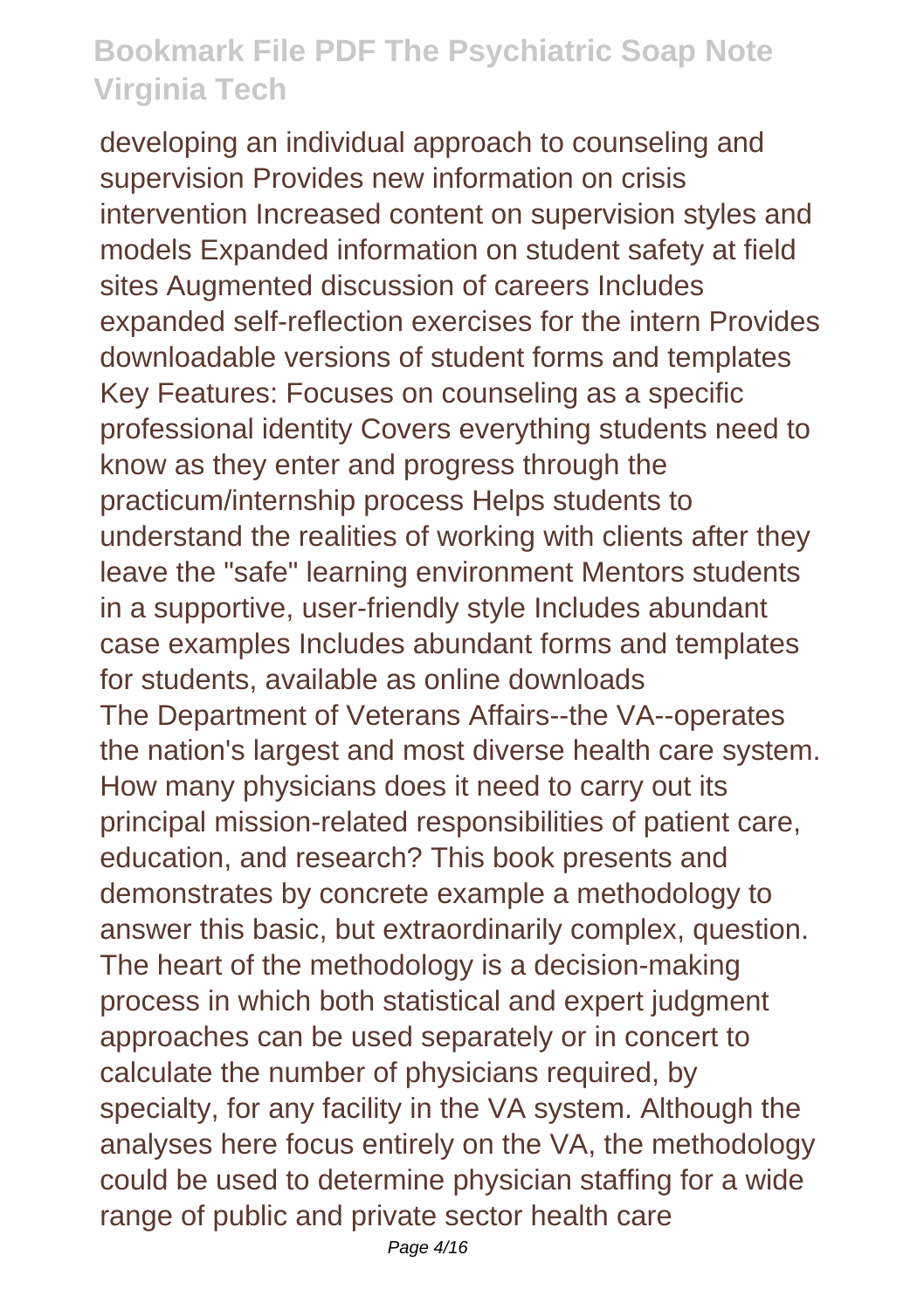developing an individual approach to counseling and supervision Provides new information on crisis intervention Increased content on supervision styles and models Expanded information on student safety at field sites Augmented discussion of careers Includes expanded self-reflection exercises for the intern Provides downloadable versions of student forms and templates Key Features: Focuses on counseling as a specific professional identity Covers everything students need to know as they enter and progress through the practicum/internship process Helps students to understand the realities of working with clients after they leave the "safe" learning environment Mentors students in a supportive, user-friendly style Includes abundant case examples Includes abundant forms and templates for students, available as online downloads

The Department of Veterans Affairs--the VA--operates the nation's largest and most diverse health care system. How many physicians does it need to carry out its principal mission-related responsibilities of patient care, education, and research? This book presents and demonstrates by concrete example a methodology to answer this basic, but extraordinarily complex, question. The heart of the methodology is a decision-making process in which both statistical and expert judgment approaches can be used separately or in concert to calculate the number of physicians required, by specialty, for any facility in the VA system. Although the analyses here focus entirely on the VA, the methodology could be used to determine physician staffing for a wide range of public and private sector health care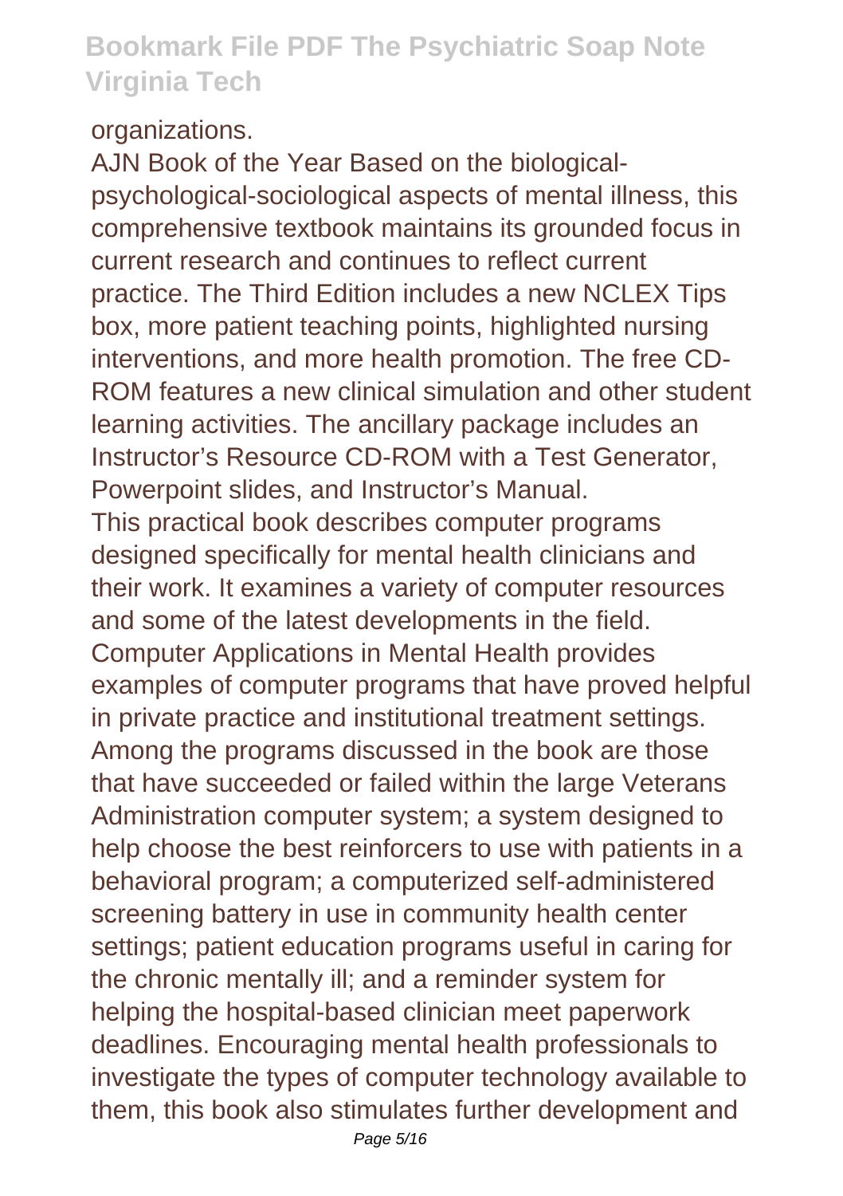organizations.

AJN Book of the Year Based on the biological-psychological-sociological aspects of mental illness, this comprehensive textbook maintains its grounded focus in current research and continues to reflect current practice. The Third Edition includes a new NCLEX Tips box, more patient teaching points, highlighted nursing interventions, and more health promotion. The free CD-ROM features a new clinical simulation and other student learning activities. The ancillary package includes an Instructor's Resource CD-ROM with a Test Generator, Powerpoint slides, and Instructor's Manual.

This practical book describes computer programs designed specifically for mental health clinicians and their work. It examines a variety of computer resources and some of the latest developments in the field. Computer Applications in Mental Health provides examples of computer programs that have proved helpful in private practice and institutional treatment settings. Among the programs discussed in the book are those that have succeeded or failed within the large Veterans Administration computer system; a system designed to help choose the best reinforcers to use with patients in a behavioral program; a computerized self-administered screening battery in use in community health center settings; patient education programs useful in caring for the chronic mentally ill; and a reminder system for helping the hospital-based clinician meet paperwork deadlines. Encouraging mental health professionals to investigate the types of computer technology available to them, this book also stimulates further development and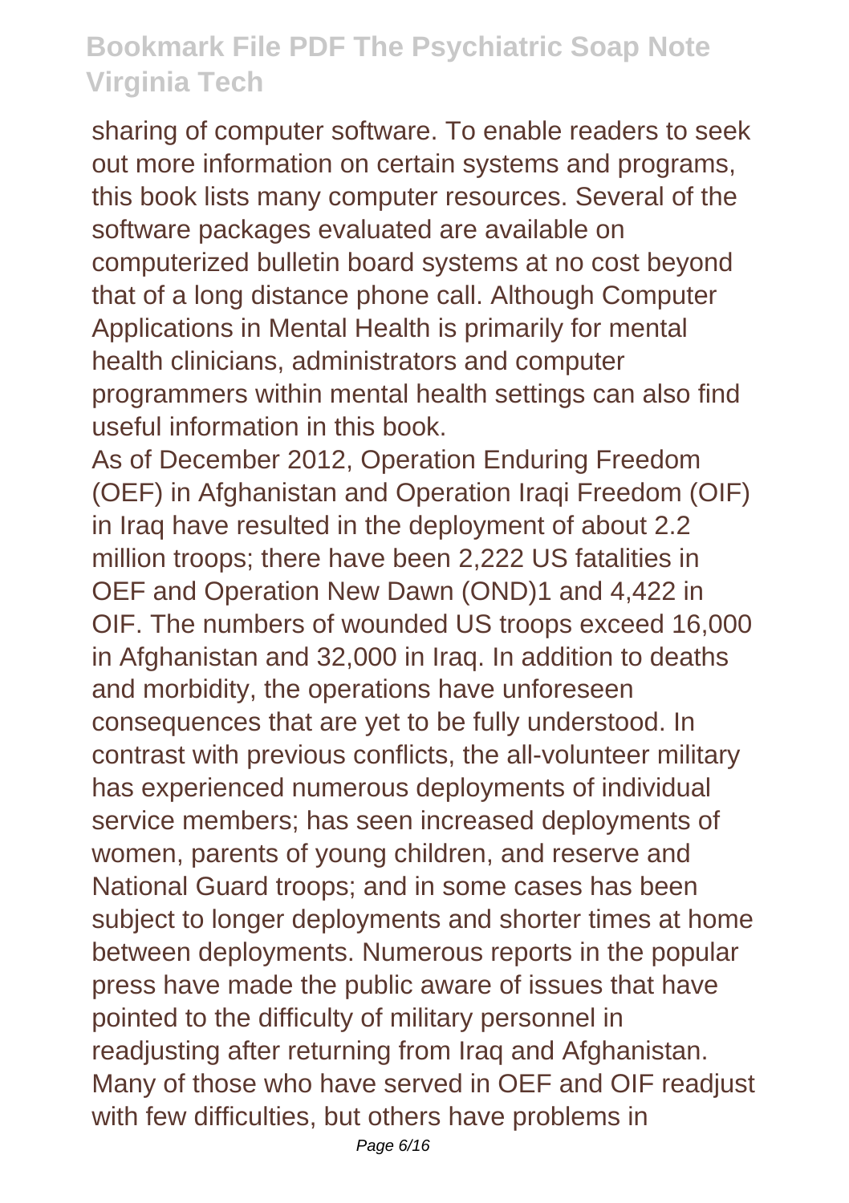sharing of computer software. To enable readers to seek out more information on certain systems and programs, this book lists many computer resources. Several of the software packages evaluated are available on computerized bulletin board systems at no cost beyond that of a long distance phone call. Although Computer Applications in Mental Health is primarily for mental health clinicians, administrators and computer programmers within mental health settings can also find useful information in this book.

As of December 2012, Operation Enduring Freedom (OEF) in Afghanistan and Operation Iraqi Freedom (OIF) in Iraq have resulted in the deployment of about 2.2 million troops; there have been 2,222 US fatalities in OEF and Operation New Dawn (OND)1 and 4,422 in OIF. The numbers of wounded US troops exceed 16,000 in Afghanistan and 32,000 in Iraq. In addition to deaths and morbidity, the operations have unforeseen consequences that are yet to be fully understood. In contrast with previous conflicts, the all-volunteer military has experienced numerous deployments of individual service members; has seen increased deployments of women, parents of young children, and reserve and National Guard troops; and in some cases has been subject to longer deployments and shorter times at home between deployments. Numerous reports in the popular press have made the public aware of issues that have pointed to the difficulty of military personnel in readjusting after returning from Iraq and Afghanistan. Many of those who have served in OEF and OIF readjust with few difficulties, but others have problems in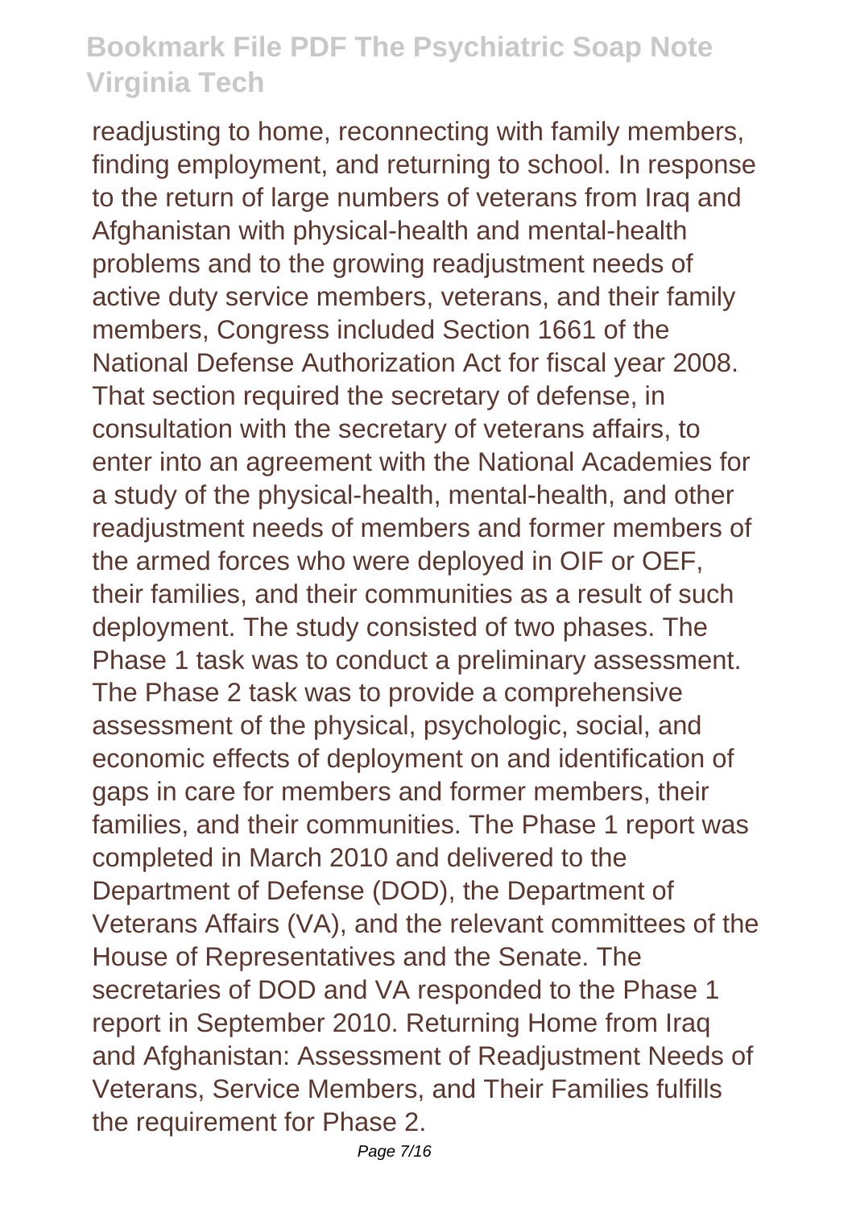readjusting to home, reconnecting with family members, finding employment, and returning to school. In response to the return of large numbers of veterans from Iraq and Afghanistan with physical-health and mental-health problems and to the growing readjustment needs of active duty service members, veterans, and their family members, Congress included Section 1661 of the National Defense Authorization Act for fiscal year 2008. That section required the secretary of defense, in consultation with the secretary of veterans affairs, to enter into an agreement with the National Academies for a study of the physical-health, mental-health, and other readjustment needs of members and former members of the armed forces who were deployed in OIF or OEF, their families, and their communities as a result of such deployment. The study consisted of two phases. The Phase 1 task was to conduct a preliminary assessment. The Phase 2 task was to provide a comprehensive assessment of the physical, psychologic, social, and economic effects of deployment on and identification of gaps in care for members and former members, their families, and their communities. The Phase 1 report was completed in March 2010 and delivered to the Department of Defense (DOD), the Department of Veterans Affairs (VA), and the relevant committees of the House of Representatives and the Senate. The secretaries of DOD and VA responded to the Phase 1 report in September 2010. Returning Home from Iraq and Afghanistan: Assessment of Readjustment Needs of Veterans, Service Members, and Their Families fulfills the requirement for Phase 2.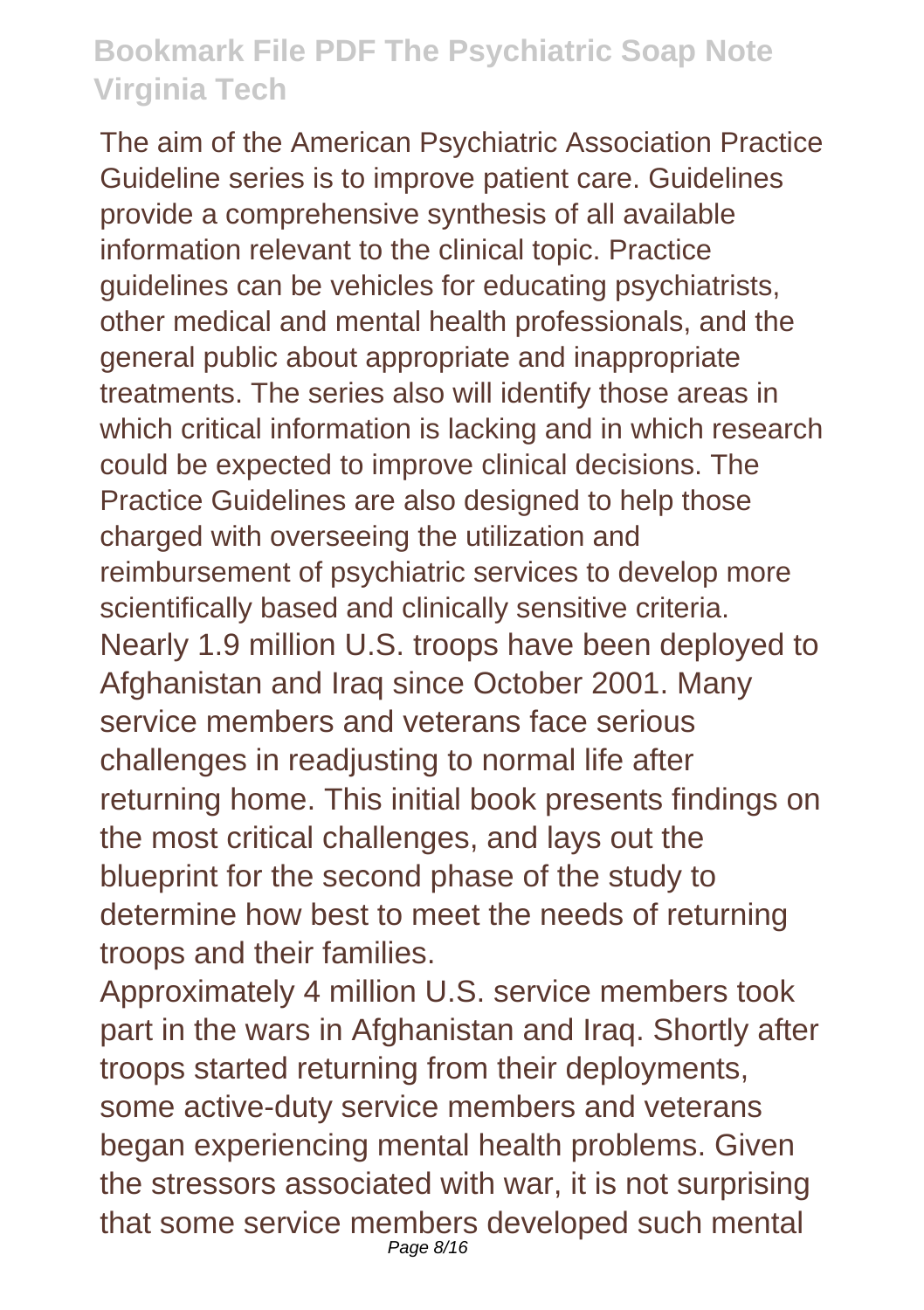The aim of the American Psychiatric Association Practice Guideline series is to improve patient care. Guidelines provide a comprehensive synthesis of all available information relevant to the clinical topic. Practice guidelines can be vehicles for educating psychiatrists, other medical and mental health professionals, and the general public about appropriate and inappropriate treatments. The series also will identify those areas in which critical information is lacking and in which research could be expected to improve clinical decisions. The Practice Guidelines are also designed to help those charged with overseeing the utilization and reimbursement of psychiatric services to develop more scientifically based and clinically sensitive criteria.

Nearly 1.9 million U.S. troops have been deployed to Afghanistan and Iraq since October 2001. Many service members and veterans face serious challenges in readjusting to normal life after returning home. This initial book presents findings on the most critical challenges, and lays out the blueprint for the second phase of the study to determine how best to meet the needs of returning troops and their families.

Approximately 4 million U.S. service members took part in the wars in Afghanistan and Iraq. Shortly after troops started returning from their deployments, some active-duty service members and veterans began experiencing mental health problems. Given the stressors associated with war, it is not surprising that some service members developed such mental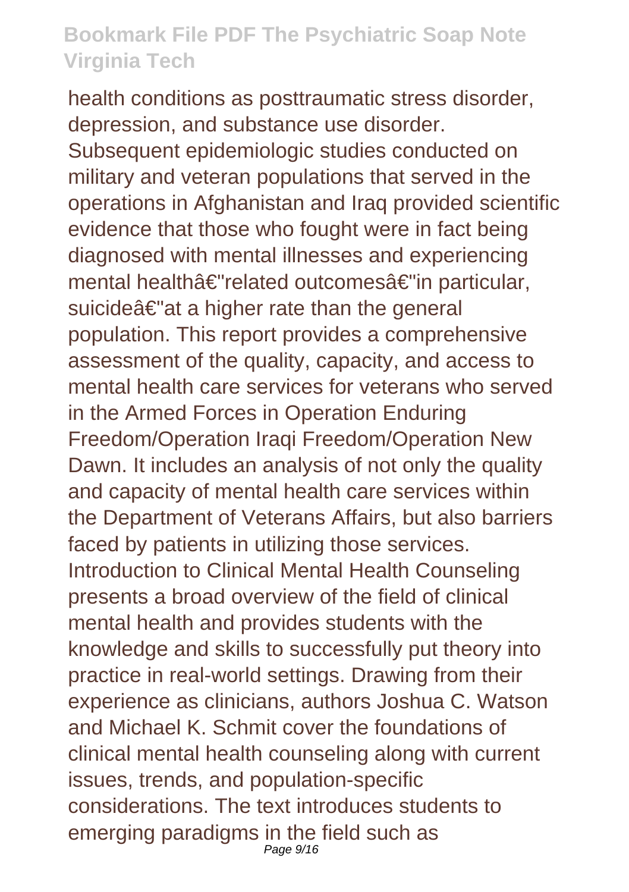health conditions as posttraumatic stress disorder, depression, and substance use disorder. Subsequent epidemiologic studies conducted on military and veteran populations that served in the operations in Afghanistan and Iraq provided scientific evidence that those who fought were in fact being diagnosed with mental illnesses and experiencing mental healthâ€"related outcomesâ€"in particular, suicideâ€"at a higher rate than the general population. This report provides a comprehensive assessment of the quality, capacity, and access to mental health care services for veterans who served in the Armed Forces in Operation Enduring Freedom/Operation Iraqi Freedom/Operation New Dawn. It includes an analysis of not only the quality and capacity of mental health care services within the Department of Veterans Affairs, but also barriers faced by patients in utilizing those services.
Introduction to Clinical Mental Health Counseling presents a broad overview of the field of clinical mental health and provides students with the knowledge and skills to successfully put theory into practice in real-world settings. Drawing from their experience as clinicians, authors Joshua C. Watson and Michael K. Schmit cover the foundations of clinical mental health counseling along with current issues, trends, and population-specific considerations. The text introduces students to emerging paradigms in the field such as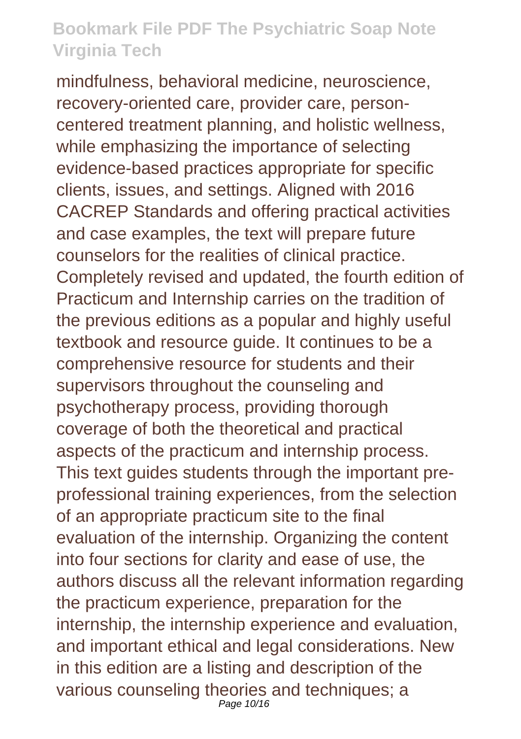mindfulness, behavioral medicine, neuroscience, recovery-oriented care, provider care, person-centered treatment planning, and holistic wellness, while emphasizing the importance of selecting evidence-based practices appropriate for specific clients, issues, and settings. Aligned with 2016 CACREP Standards and offering practical activities and case examples, the text will prepare future counselors for the realities of clinical practice. Completely revised and updated, the fourth edition of Practicum and Internship carries on the tradition of the previous editions as a popular and highly useful textbook and resource guide. It continues to be a comprehensive resource for students and their supervisors throughout the counseling and psychotherapy process, providing thorough coverage of both the theoretical and practical aspects of the practicum and internship process. This text guides students through the important pre-professional training experiences, from the selection of an appropriate practicum site to the final evaluation of the internship. Organizing the content into four sections for clarity and ease of use, the authors discuss all the relevant information regarding the practicum experience, preparation for the internship, the internship experience and evaluation, and important ethical and legal considerations. New in this edition are a listing and description of the various counseling theories and techniques; a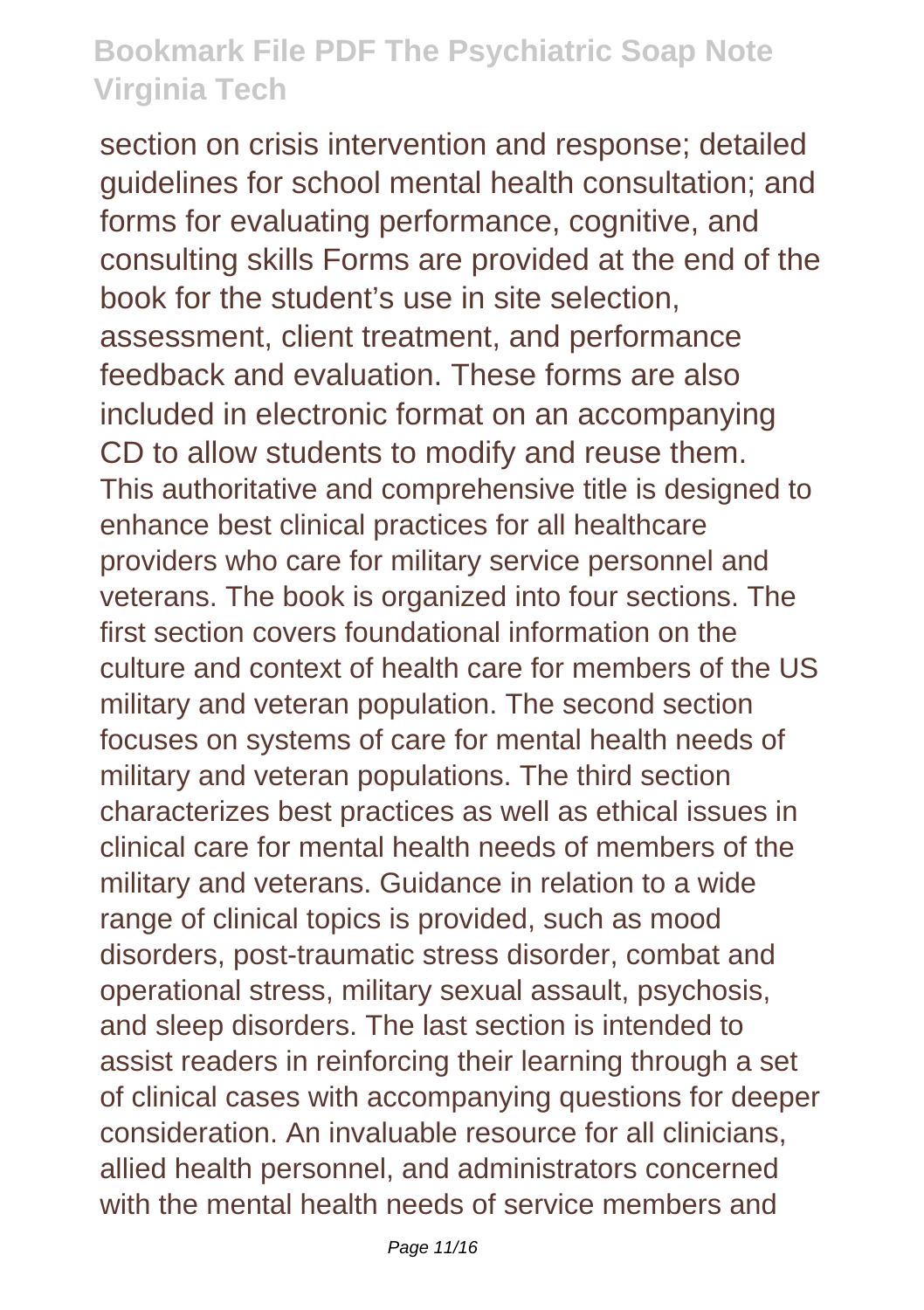section on crisis intervention and response; detailed guidelines for school mental health consultation; and forms for evaluating performance, cognitive, and consulting skills Forms are provided at the end of the book for the student's use in site selection, assessment, client treatment, and performance feedback and evaluation. These forms are also included in electronic format on an accompanying CD to allow students to modify and reuse them.

This authoritative and comprehensive title is designed to enhance best clinical practices for all healthcare providers who care for military service personnel and veterans. The book is organized into four sections. The first section covers foundational information on the culture and context of health care for members of the US military and veteran population. The second section focuses on systems of care for mental health needs of military and veteran populations. The third section characterizes best practices as well as ethical issues in clinical care for mental health needs of members of the military and veterans. Guidance in relation to a wide range of clinical topics is provided, such as mood disorders, post-traumatic stress disorder, combat and operational stress, military sexual assault, psychosis, and sleep disorders. The last section is intended to assist readers in reinforcing their learning through a set of clinical cases with accompanying questions for deeper consideration. An invaluable resource for all clinicians, allied health personnel, and administrators concerned with the mental health needs of service members and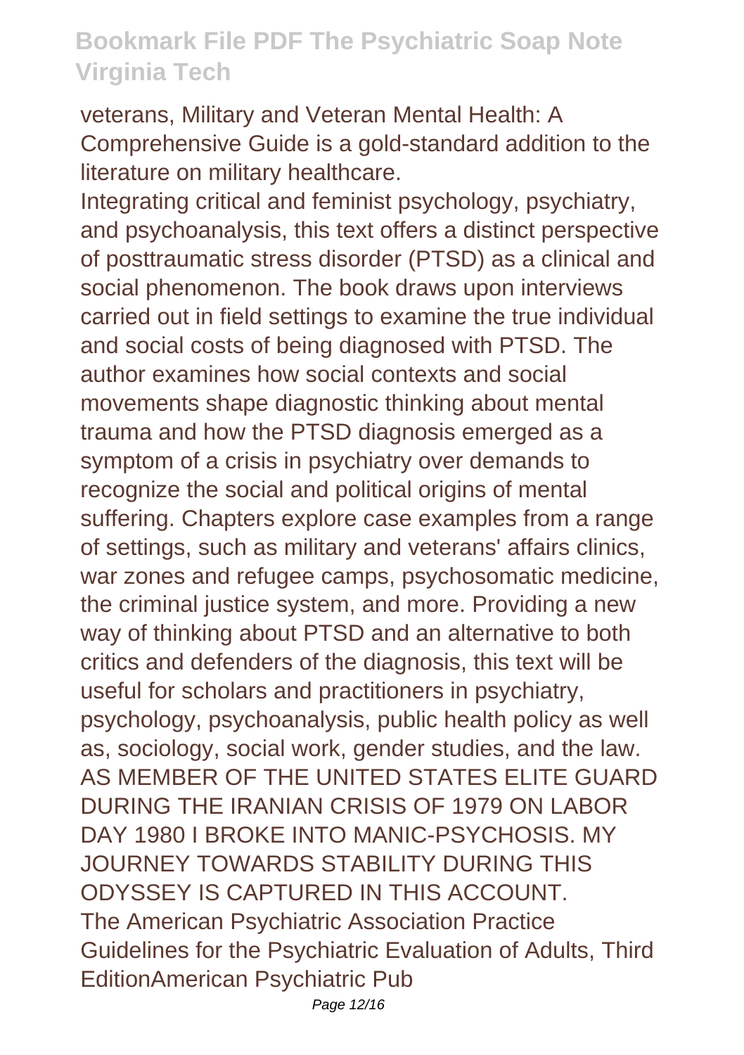veterans, Military and Veteran Mental Health: A Comprehensive Guide is a gold-standard addition to the literature on military healthcare.

Integrating critical and feminist psychology, psychiatry, and psychoanalysis, this text offers a distinct perspective of posttraumatic stress disorder (PTSD) as a clinical and social phenomenon. The book draws upon interviews carried out in field settings to examine the true individual and social costs of being diagnosed with PTSD. The author examines how social contexts and social movements shape diagnostic thinking about mental trauma and how the PTSD diagnosis emerged as a symptom of a crisis in psychiatry over demands to recognize the social and political origins of mental suffering. Chapters explore case examples from a range of settings, such as military and veterans' affairs clinics, war zones and refugee camps, psychosomatic medicine, the criminal justice system, and more. Providing a new way of thinking about PTSD and an alternative to both critics and defenders of the diagnosis, this text will be useful for scholars and practitioners in psychiatry, psychology, psychoanalysis, public health policy as well as, sociology, social work, gender studies, and the law.

AS MEMBER OF THE UNITED STATES ELITE GUARD DURING THE IRANIAN CRISIS OF 1979 ON LABOR DAY 1980 I BROKE INTO MANIC-PSYCHOSIS. MY JOURNEY TOWARDS STABILITY DURING THIS ODYSSEY IS CAPTURED IN THIS ACCOUNT.

The American Psychiatric Association Practice Guidelines for the Psychiatric Evaluation of Adults, Third EditionAmerican Psychiatric Pub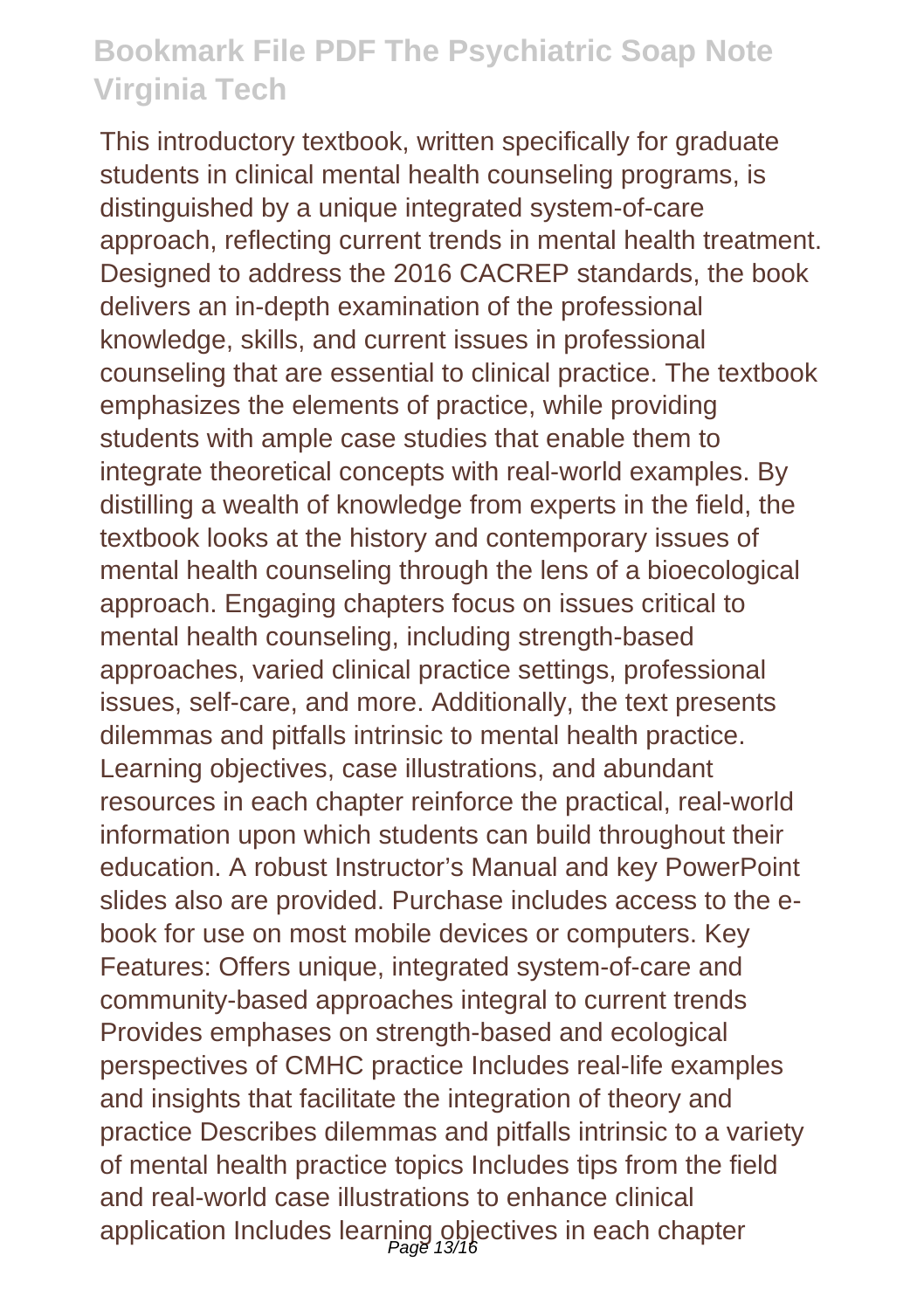This introductory textbook, written specifically for graduate students in clinical mental health counseling programs, is distinguished by a unique integrated system-of-care approach, reflecting current trends in mental health treatment. Designed to address the 2016 CACREP standards, the book delivers an in-depth examination of the professional knowledge, skills, and current issues in professional counseling that are essential to clinical practice. The textbook emphasizes the elements of practice, while providing students with ample case studies that enable them to integrate theoretical concepts with real-world examples. By distilling a wealth of knowledge from experts in the field, the textbook looks at the history and contemporary issues of mental health counseling through the lens of a bioecological approach. Engaging chapters focus on issues critical to mental health counseling, including strength-based approaches, varied clinical practice settings, professional issues, self-care, and more. Additionally, the text presents dilemmas and pitfalls intrinsic to mental health practice. Learning objectives, case illustrations, and abundant resources in each chapter reinforce the practical, real-world information upon which students can build throughout their education. A robust Instructor's Manual and key PowerPoint slides also are provided. Purchase includes access to the e-book for use on most mobile devices or computers. Key Features: Offers unique, integrated system-of-care and community-based approaches integral to current trends Provides emphases on strength-based and ecological perspectives of CMHC practice Includes real-life examples and insights that facilitate the integration of theory and practice Describes dilemmas and pitfalls intrinsic to a variety of mental health practice topics Includes tips from the field and real-world case illustrations to enhance clinical application Includes learning objectives in each chapter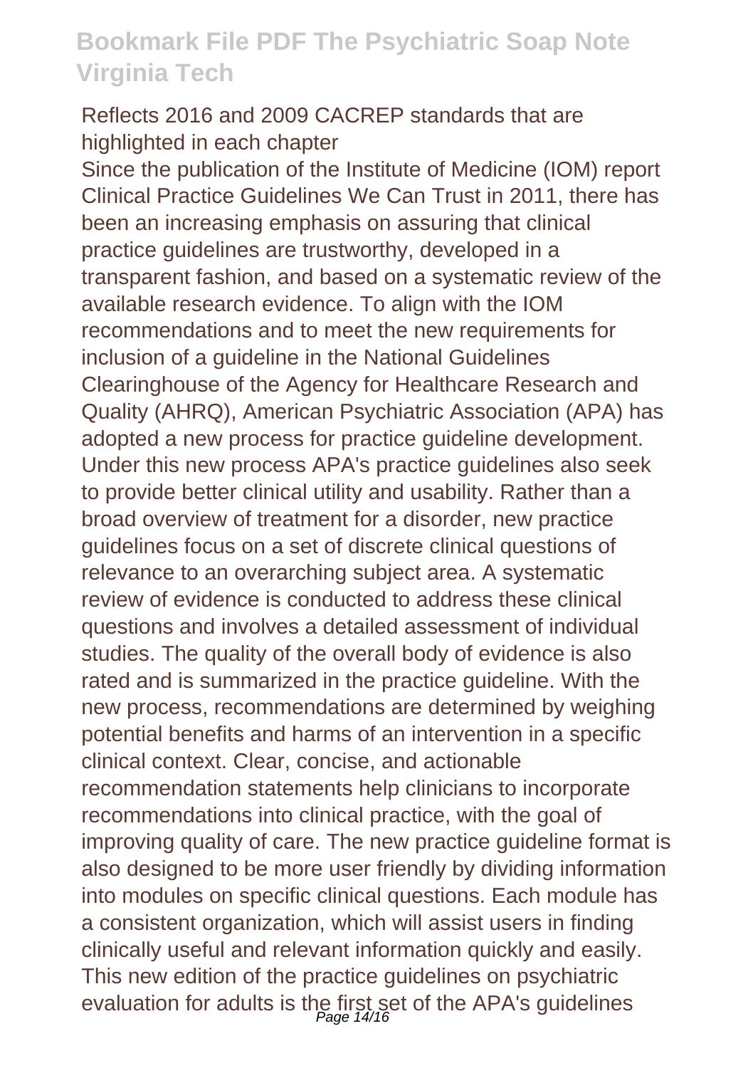Reflects 2016 and 2009 CACREP standards that are highlighted in each chapter

Since the publication of the Institute of Medicine (IOM) report Clinical Practice Guidelines We Can Trust in 2011, there has been an increasing emphasis on assuring that clinical practice guidelines are trustworthy, developed in a transparent fashion, and based on a systematic review of the available research evidence. To align with the IOM recommendations and to meet the new requirements for inclusion of a guideline in the National Guidelines Clearinghouse of the Agency for Healthcare Research and Quality (AHRQ), American Psychiatric Association (APA) has adopted a new process for practice guideline development. Under this new process APA's practice guidelines also seek to provide better clinical utility and usability. Rather than a broad overview of treatment for a disorder, new practice guidelines focus on a set of discrete clinical questions of relevance to an overarching subject area. A systematic review of evidence is conducted to address these clinical questions and involves a detailed assessment of individual studies. The quality of the overall body of evidence is also rated and is summarized in the practice guideline. With the new process, recommendations are determined by weighing potential benefits and harms of an intervention in a specific clinical context. Clear, concise, and actionable recommendation statements help clinicians to incorporate recommendations into clinical practice, with the goal of improving quality of care. The new practice guideline format is also designed to be more user friendly by dividing information into modules on specific clinical questions. Each module has a consistent organization, which will assist users in finding clinically useful and relevant information quickly and easily. This new edition of the practice guidelines on psychiatric evaluation for adults is the first set of the APA's guidelines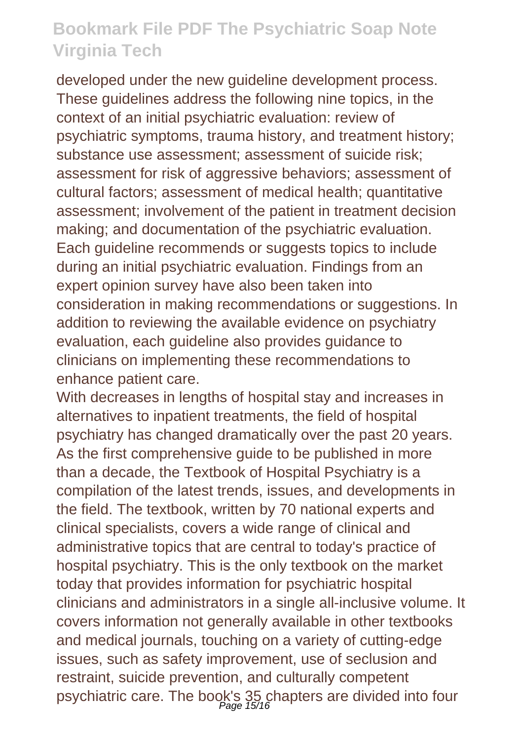developed under the new guideline development process. These guidelines address the following nine topics, in the context of an initial psychiatric evaluation: review of psychiatric symptoms, trauma history, and treatment history; substance use assessment; assessment of suicide risk; assessment for risk of aggressive behaviors; assessment of cultural factors; assessment of medical health; quantitative assessment; involvement of the patient in treatment decision making; and documentation of the psychiatric evaluation. Each guideline recommends or suggests topics to include during an initial psychiatric evaluation. Findings from an expert opinion survey have also been taken into consideration in making recommendations or suggestions. In addition to reviewing the available evidence on psychiatry evaluation, each guideline also provides guidance to clinicians on implementing these recommendations to enhance patient care.

With decreases in lengths of hospital stay and increases in alternatives to inpatient treatments, the field of hospital psychiatry has changed dramatically over the past 20 years. As the first comprehensive guide to be published in more than a decade, the Textbook of Hospital Psychiatry is a compilation of the latest trends, issues, and developments in the field. The textbook, written by 70 national experts and clinical specialists, covers a wide range of clinical and administrative topics that are central to today's practice of hospital psychiatry. This is the only textbook on the market today that provides information for psychiatric hospital clinicians and administrators in a single all-inclusive volume. It covers information not generally available in other textbooks and medical journals, touching on a variety of cutting-edge issues, such as safety improvement, use of seclusion and restraint, suicide prevention, and culturally competent psychiatric care. The book's 35 chapters are divided into four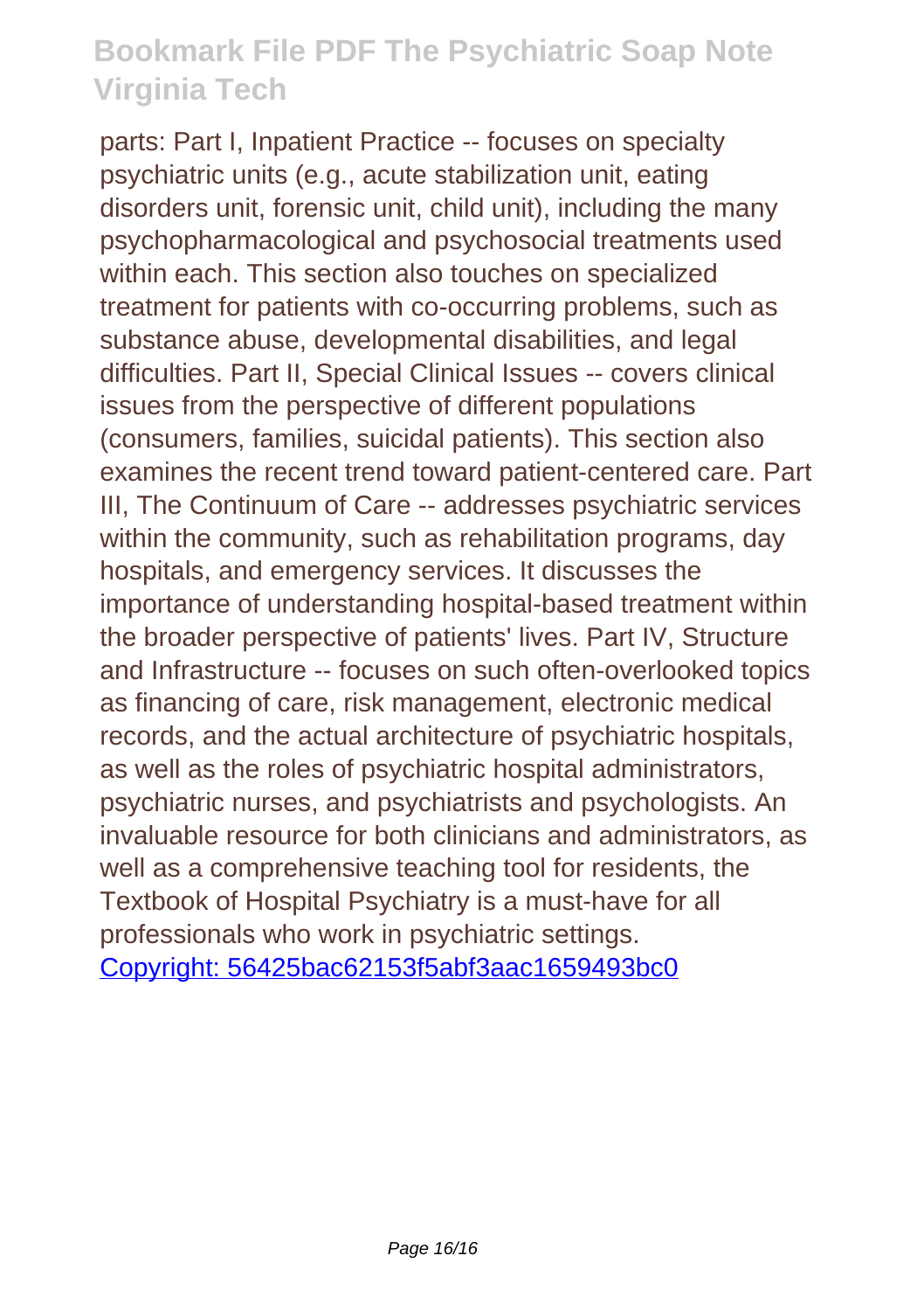parts: Part I, Inpatient Practice -- focuses on specialty psychiatric units (e.g., acute stabilization unit, eating disorders unit, forensic unit, child unit), including the many psychopharmacological and psychosocial treatments used within each. This section also touches on specialized treatment for patients with co-occurring problems, such as substance abuse, developmental disabilities, and legal difficulties. Part II, Special Clinical Issues -- covers clinical issues from the perspective of different populations (consumers, families, suicidal patients). This section also examines the recent trend toward patient-centered care. Part III, The Continuum of Care -- addresses psychiatric services within the community, such as rehabilitation programs, day hospitals, and emergency services. It discusses the importance of understanding hospital-based treatment within the broader perspective of patients' lives. Part IV, Structure and Infrastructure -- focuses on such often-overlooked topics as financing of care, risk management, electronic medical records, and the actual architecture of psychiatric hospitals, as well as the roles of psychiatric hospital administrators, psychiatric nurses, and psychiatrists and psychologists. An invaluable resource for both clinicians and administrators, as well as a comprehensive teaching tool for residents, the Textbook of Hospital Psychiatry is a must-have for all professionals who work in psychiatric settings.

Copyright: 56425bac62153f5abf3aac1659493bc0